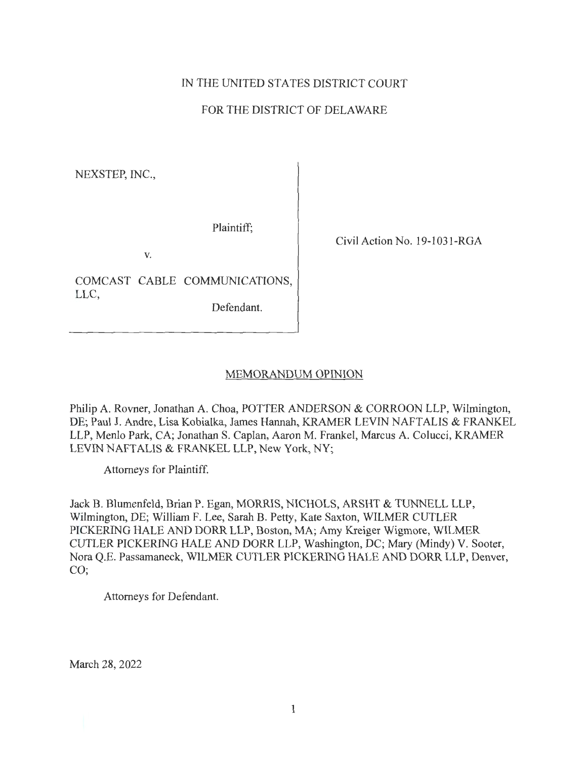IN THE UNITED STATES DISTRICT COURT

FOR THE DISTRICT OF DELAWARE

| | |
|---|---|
| NEXSTEP, INC.,<br><br>Plaintiff;<br><br>v.<br><br>COMCAST CABLE COMMUNICATIONS, LLC,<br><br>Defendant. | Civil Action No. 19-1031-RGA |

MEMORANDUM OPINION

Philip A. Rovner, Jonathan A. Choa, POTTER ANDERSON & CORROON LLP, Wilmington, DE; Paul J. Andre, Lisa Kobialka, James Hannah, KRAMER LEVIN NAFTALIS & FRANKEL LLP, Menlo Park, CA; Jonathan S. Caplan, Aaron M. Frankel, Marcus A. Colucci, KRAMER LEVIN NAFTALIS & FRANKEL LLP, New York, NY;

Attorneys for Plaintiff.

Jack B. Blumenfeld, Brian P. Egan, MORRIS, NICHOLS, ARSHT & TUNNELL LLP, Wilmington, DE; William F. Lee, Sarah B. Petty, Kate Saxton, WILMER CUTLER PICKERING HALE AND DORR LLP, Boston, MA; Amy Kreiger Wigmore, WILMER CUTLER PICKERING HALE AND DORR LLP, Washington, DC; Mary (Mindy) V. Sooter, Nora Q.E. Passamaneck, WILMER CUTLER PICKERING HALE AND DORR LLP, Denver, CO;

Attorneys for Defendant.

March 28, 2022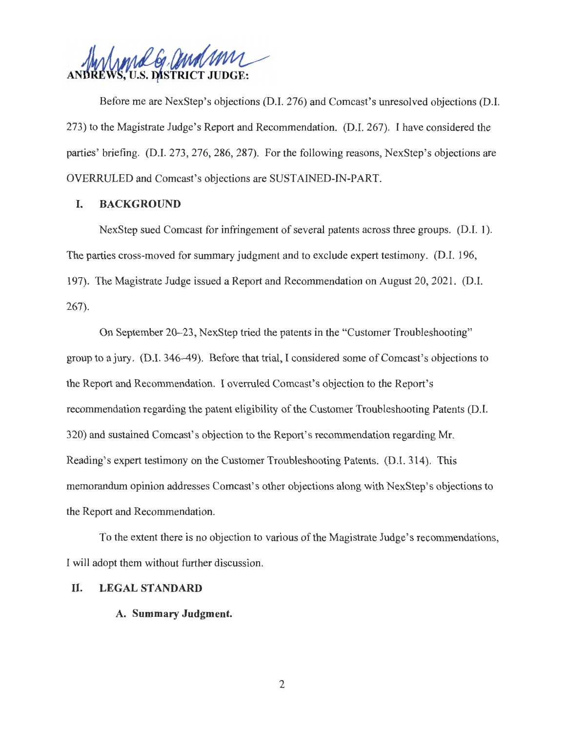**ANDREWS, U.S. DISTRICT JUDGE:**

Before me are NexStep's objections (D.I. 276) and Comcast's unresolved objections (D.I. 273) to the Magistrate Judge's Report and Recommendation. (D.I. 267). I have considered the parties' briefing. (D.I. 273, 276, 286, 287). For the following reasons, NexStep's objections are OVERRULED and Comcast's objections are SUSTAINED-IN-PART.

## I. BACKGROUND

NexStep sued Comcast for infringement of several patents across three groups. (D.I. 1). The parties cross-moved for summary judgment and to exclude expert testimony. (D.I. 196, 197). The Magistrate Judge issued a Report and Recommendation on August 20, 2021. (D.I. 267).

On September 20–23, NexStep tried the patents in the "Customer Troubleshooting" group to a jury. (D.I. 346–49). Before that trial, I considered some of Comcast's objections to the Report and Recommendation. I overruled Comcast's objection to the Report's recommendation regarding the patent eligibility of the Customer Troubleshooting Patents (D.I. 320) and sustained Comcast's objection to the Report's recommendation regarding Mr. Reading's expert testimony on the Customer Troubleshooting Patents. (D.I. 314). This memorandum opinion addresses Comcast's other objections along with NexStep's objections to the Report and Recommendation.

To the extent there is no objection to various of the Magistrate Judge's recommendations, I will adopt them without further discussion.

## II. LEGAL STANDARD

### A. Summary Judgment.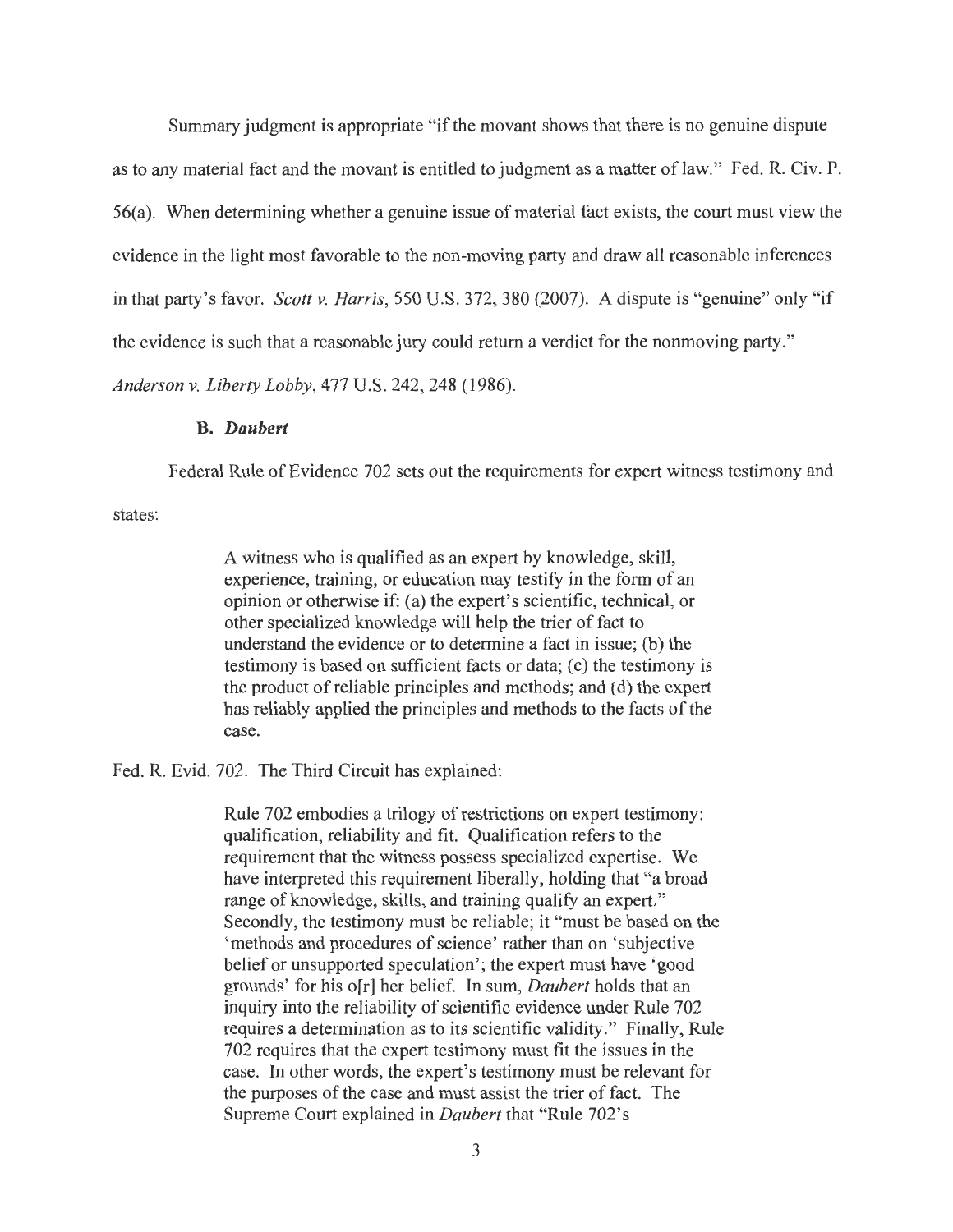Summary judgment is appropriate "if the movant shows that there is no genuine dispute as to any material fact and the movant is entitled to judgment as a matter of law." Fed. R. Civ. P. 56(a). When determining whether a genuine issue of material fact exists, the court must view the evidence in the light most favorable to the non-moving party and draw all reasonable inferences in that party's favor. *Scott v. Harris*, 550 U.S. 372, 380 (2007). A dispute is "genuine" only "if the evidence is such that a reasonable jury could return a verdict for the nonmoving party." *Anderson v. Liberty Lobby*, 477 U.S. 242, 248 (1986).

### B. *Daubert*

Federal Rule of Evidence 702 sets out the requirements for expert witness testimony and states:

> A witness who is qualified as an expert by knowledge, skill, experience, training, or education may testify in the form of an opinion or otherwise if: (a) the expert's scientific, technical, or other specialized knowledge will help the trier of fact to understand the evidence or to determine a fact in issue; (b) the testimony is based on sufficient facts or data; (c) the testimony is the product of reliable principles and methods; and (d) the expert has reliably applied the principles and methods to the facts of the case.

Fed. R. Evid. 702. The Third Circuit has explained:

> Rule 702 embodies a trilogy of restrictions on expert testimony: qualification, reliability and fit. Qualification refers to the requirement that the witness possess specialized expertise. We have interpreted this requirement liberally, holding that "a broad range of knowledge, skills, and training qualify an expert." Secondly, the testimony must be reliable; it "must be based on the 'methods and procedures of science' rather than on 'subjective belief or unsupported speculation'; the expert must have 'good grounds' for his o[r] her belief. In sum, *Daubert* holds that an inquiry into the reliability of scientific evidence under Rule 702 requires a determination as to its scientific validity." Finally, Rule 702 requires that the expert testimony must fit the issues in the case. In other words, the expert's testimony must be relevant for the purposes of the case and must assist the trier of fact. The Supreme Court explained in *Daubert* that "Rule 702's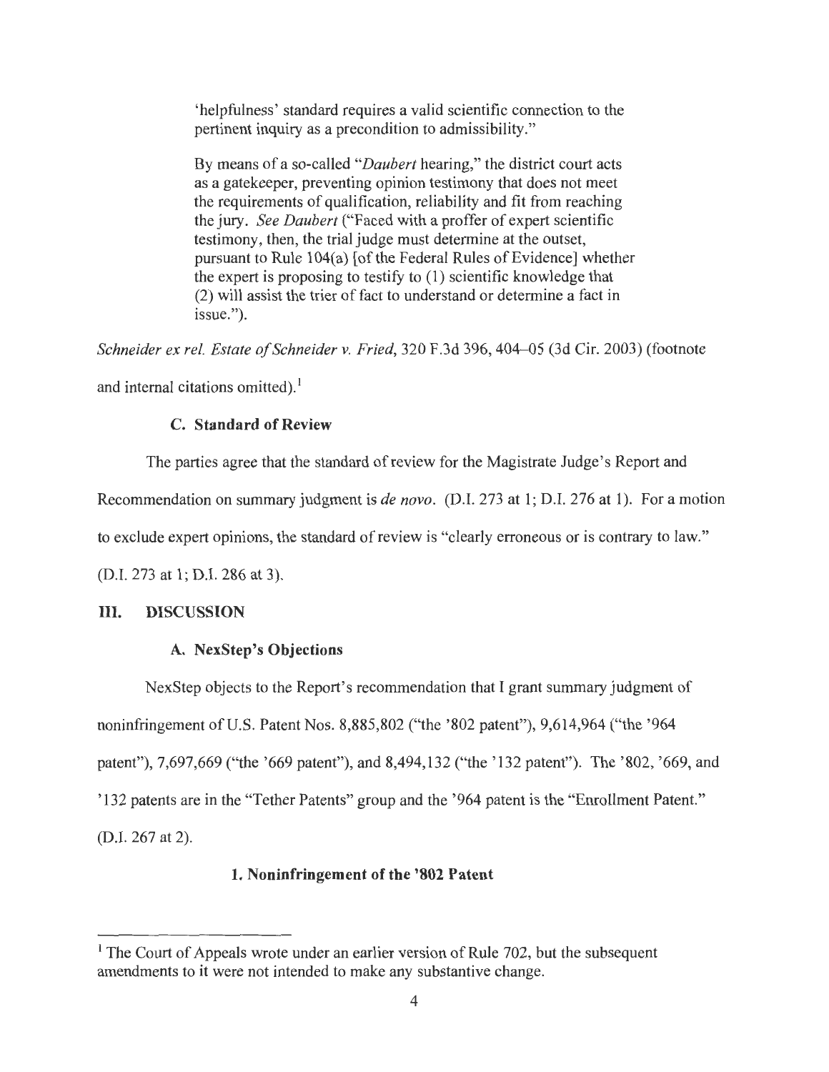'helpfulness' standard requires a valid scientific connection to the pertinent inquiry as a precondition to admissibility."

By means of a so-called "*Daubert* hearing," the district court acts as a gatekeeper, preventing opinion testimony that does not meet the requirements of qualification, reliability and fit from reaching the jury. *See Daubert* ("Faced with a proffer of expert scientific testimony, then, the trial judge must determine at the outset, pursuant to Rule 104(a) [of the Federal Rules of Evidence] whether the expert is proposing to testify to (1) scientific knowledge that (2) will assist the trier of fact to understand or determine a fact in issue.").

*Schneider ex rel. Estate of Schneider v. Fried*, 320 F.3d 396, 404–05 (3d Cir. 2003) (footnote and internal citations omitted).[1]

### C. Standard of Review

The parties agree that the standard of review for the Magistrate Judge's Report and Recommendation on summary judgment is *de novo*. (D.I. 273 at 1; D.I. 276 at 1). For a motion to exclude expert opinions, the standard of review is "clearly erroneous or is contrary to law." (D.I. 273 at 1; D.I. 286 at 3).

## III. DISCUSSION

### A. NexStep's Objections

NexStep objects to the Report's recommendation that I grant summary judgment of noninfringement of U.S. Patent Nos. 8,885,802 ("the '802 patent"), 9,614,964 ("the '964 patent"), 7,697,669 ("the '669 patent"), and 8,494,132 ("the '132 patent"). The '802, '669, and '132 patents are in the "Tether Patents" group and the '964 patent is the "Enrollment Patent." (D.I. 267 at 2).

#### 1. Noninfringement of the '802 Patent

---

[1] The Court of Appeals wrote under an earlier version of Rule 702, but the subsequent amendments to it were not intended to make any substantive change.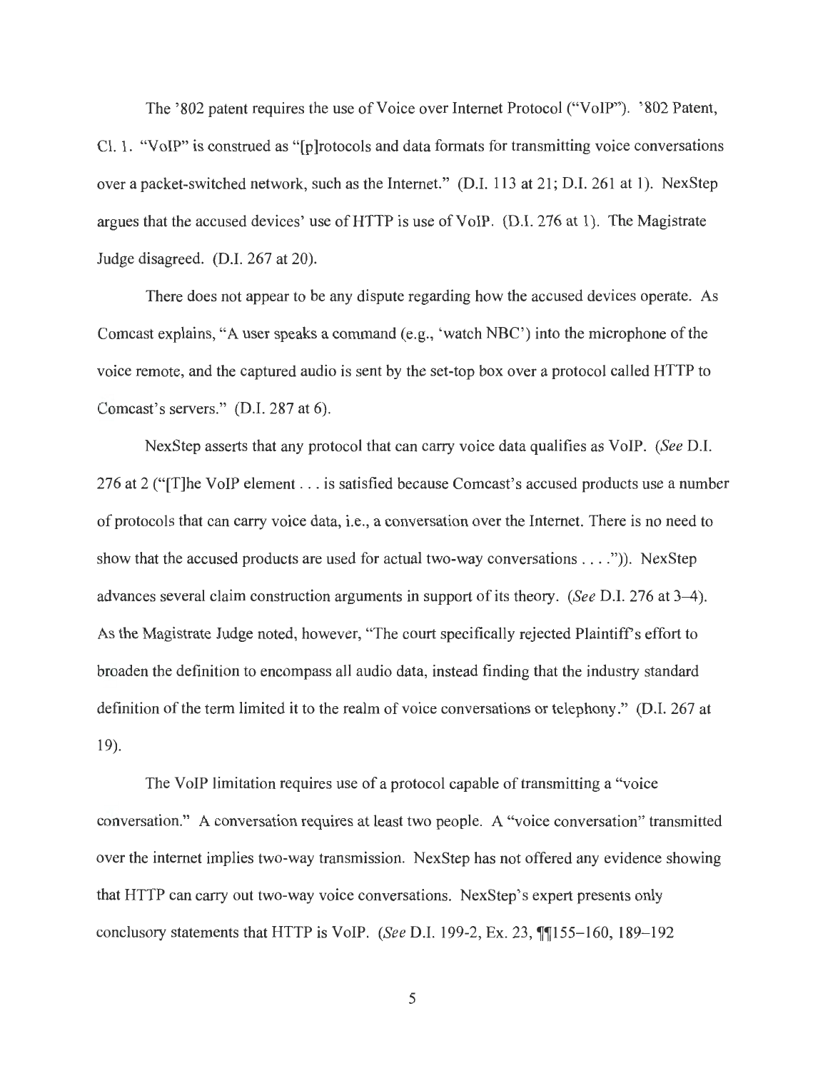The '802 patent requires the use of Voice over Internet Protocol ("VoIP"). '802 Patent, Cl. 1. "VoIP" is construed as "[p]rotocols and data formats for transmitting voice conversations over a packet-switched network, such as the Internet." (D.I. 113 at 21; D.I. 261 at 1). NexStep argues that the accused devices' use of HTTP is use of VoIP. (D.I. 276 at 1). The Magistrate Judge disagreed. (D.I. 267 at 20).

There does not appear to be any dispute regarding how the accused devices operate. As Comcast explains, "A user speaks a command (e.g., 'watch NBC') into the microphone of the voice remote, and the captured audio is sent by the set-top box over a protocol called HTTP to Comcast's servers." (D.I. 287 at 6).

NexStep asserts that any protocol that can carry voice data qualifies as VoIP. (*See* D.I. 276 at 2 ("[T]he VoIP element . . . is satisfied because Comcast's accused products use a number of protocols that can carry voice data, i.e., a conversation over the Internet. There is no need to show that the accused products are used for actual two-way conversations . . . .")). NexStep advances several claim construction arguments in support of its theory. (*See* D.I. 276 at 3–4). As the Magistrate Judge noted, however, "The court specifically rejected Plaintiff's effort to broaden the definition to encompass all audio data, instead finding that the industry standard definition of the term limited it to the realm of voice conversations or telephony." (D.I. 267 at 19).

The VoIP limitation requires use of a protocol capable of transmitting a "voice conversation." A conversation requires at least two people. A "voice conversation" transmitted over the internet implies two-way transmission. NexStep has not offered any evidence showing that HTTP can carry out two-way voice conversations. NexStep's expert presents only conclusory statements that HTTP is VoIP. (*See* D.I. 199-2, Ex. 23, ¶¶155–160, 189–192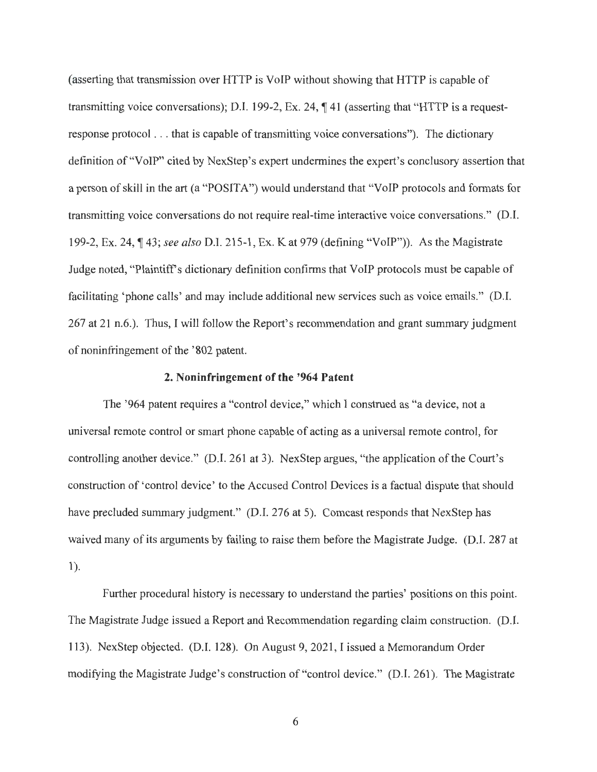(asserting that transmission over HTTP is VoIP without showing that HTTP is capable of transmitting voice conversations); D.I. 199-2, Ex. 24, ¶ 41 (asserting that "HTTP is a request-response protocol . . . that is capable of transmitting voice conversations"). The dictionary definition of "VoIP" cited by NexStep's expert undermines the expert's conclusory assertion that a person of skill in the art (a "POSITA") would understand that "VoIP protocols and formats for transmitting voice conversations do not require real-time interactive voice conversations." (D.I. 199-2, Ex. 24, ¶ 43; *see also* D.I. 215-1, Ex. K at 979 (defining "VoIP")). As the Magistrate Judge noted, "Plaintiff's dictionary definition confirms that VoIP protocols must be capable of facilitating 'phone calls' and may include additional new services such as voice emails." (D.I. 267 at 21 n.6.). Thus, I will follow the Report's recommendation and grant summary judgment of noninfringement of the '802 patent.

### 2. Noninfringement of the '964 Patent

The '964 patent requires a "control device," which I construed as "a device, not a universal remote control or smart phone capable of acting as a universal remote control, for controlling another device." (D.I. 261 at 3). NexStep argues, "the application of the Court's construction of 'control device' to the Accused Control Devices is a factual dispute that should have precluded summary judgment." (D.I. 276 at 5). Comcast responds that NexStep has waived many of its arguments by failing to raise them before the Magistrate Judge. (D.I. 287 at 1).

Further procedural history is necessary to understand the parties' positions on this point. The Magistrate Judge issued a Report and Recommendation regarding claim construction. (D.I. 113). NexStep objected. (D.I. 128). On August 9, 2021, I issued a Memorandum Order modifying the Magistrate Judge's construction of "control device." (D.I. 261). The Magistrate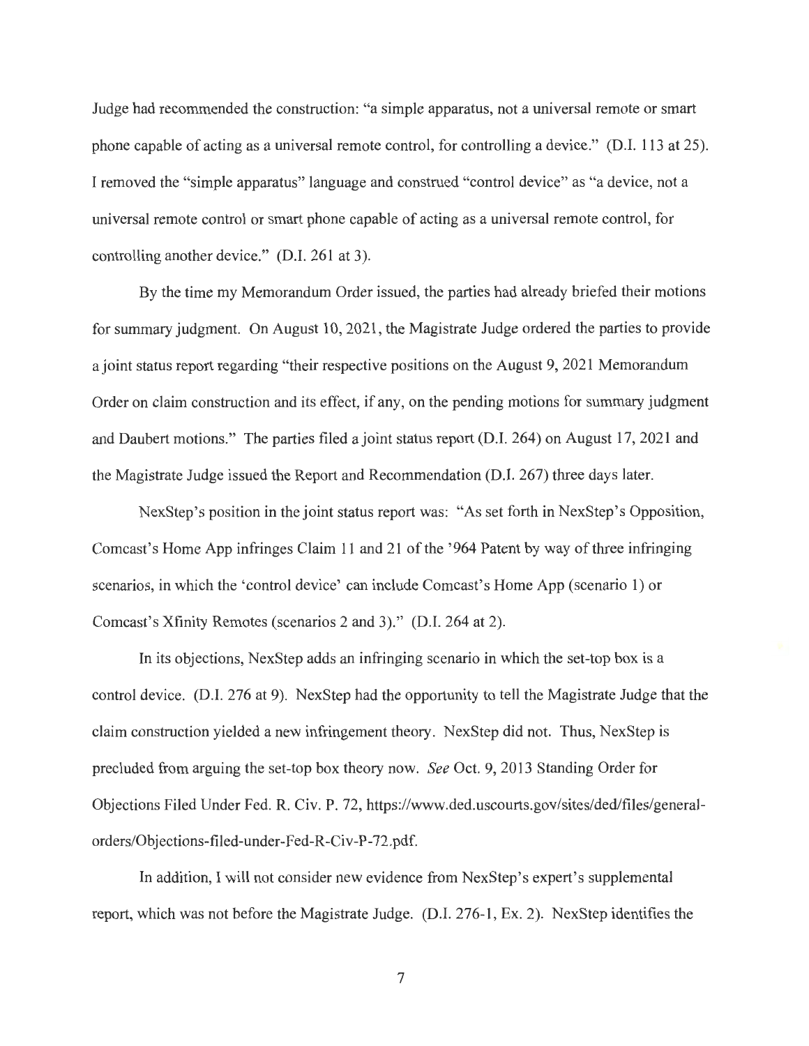Judge had recommended the construction: "a simple apparatus, not a universal remote or smart phone capable of acting as a universal remote control, for controlling a device." (D.I. 113 at 25). I removed the "simple apparatus" language and construed "control device" as "a device, not a universal remote control or smart phone capable of acting as a universal remote control, for controlling another device." (D.I. 261 at 3).

By the time my Memorandum Order issued, the parties had already briefed their motions for summary judgment. On August 10, 2021, the Magistrate Judge ordered the parties to provide a joint status report regarding "their respective positions on the August 9, 2021 Memorandum Order on claim construction and its effect, if any, on the pending motions for summary judgment and Daubert motions." The parties filed a joint status report (D.I. 264) on August 17, 2021 and the Magistrate Judge issued the Report and Recommendation (D.I. 267) three days later.

NexStep's position in the joint status report was: "As set forth in NexStep's Opposition, Comcast's Home App infringes Claim 11 and 21 of the '964 Patent by way of three infringing scenarios, in which the 'control device' can include Comcast's Home App (scenario 1) or Comcast's Xfinity Remotes (scenarios 2 and 3)." (D.I. 264 at 2).

In its objections, NexStep adds an infringing scenario in which the set-top box is a control device. (D.I. 276 at 9). NexStep had the opportunity to tell the Magistrate Judge that the claim construction yielded a new infringement theory. NexStep did not. Thus, NexStep is precluded from arguing the set-top box theory now. *See* Oct. 9, 2013 Standing Order for Objections Filed Under Fed. R. Civ. P. 72, https://www.ded.uscourts.gov/sites/ded/files/general-orders/Objections-filed-under-Fed-R-Civ-P-72.pdf.

In addition, I will not consider new evidence from NexStep's expert's supplemental report, which was not before the Magistrate Judge. (D.I. 276-1, Ex. 2). NexStep identifies the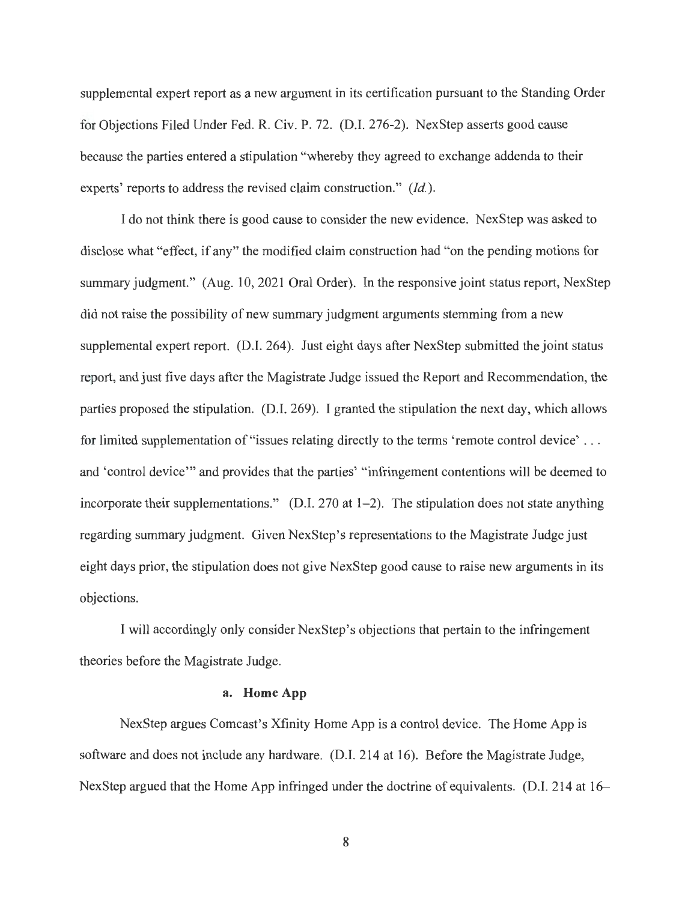supplemental expert report as a new argument in its certification pursuant to the Standing Order for Objections Filed Under Fed. R. Civ. P. 72. (D.I. 276-2). NexStep asserts good cause because the parties entered a stipulation "whereby they agreed to exchange addenda to their experts' reports to address the revised claim construction." (*Id.*).

I do not think there is good cause to consider the new evidence. NexStep was asked to disclose what "effect, if any" the modified claim construction had "on the pending motions for summary judgment." (Aug. 10, 2021 Oral Order). In the responsive joint status report, NexStep did not raise the possibility of new summary judgment arguments stemming from a new supplemental expert report. (D.I. 264). Just eight days after NexStep submitted the joint status report, and just five days after the Magistrate Judge issued the Report and Recommendation, the parties proposed the stipulation. (D.I. 269). I granted the stipulation the next day, which allows for limited supplementation of "issues relating directly to the terms 'remote control device' . . . and 'control device'" and provides that the parties' "infringement contentions will be deemed to incorporate their supplementations." (D.I. 270 at 1–2). The stipulation does not state anything regarding summary judgment. Given NexStep's representations to the Magistrate Judge just eight days prior, the stipulation does not give NexStep good cause to raise new arguments in its objections.

I will accordingly only consider NexStep's objections that pertain to the infringement theories before the Magistrate Judge.

**a. Home App**

NexStep argues Comcast's Xfinity Home App is a control device. The Home App is software and does not include any hardware. (D.I. 214 at 16). Before the Magistrate Judge, NexStep argued that the Home App infringed under the doctrine of equivalents. (D.I. 214 at 16–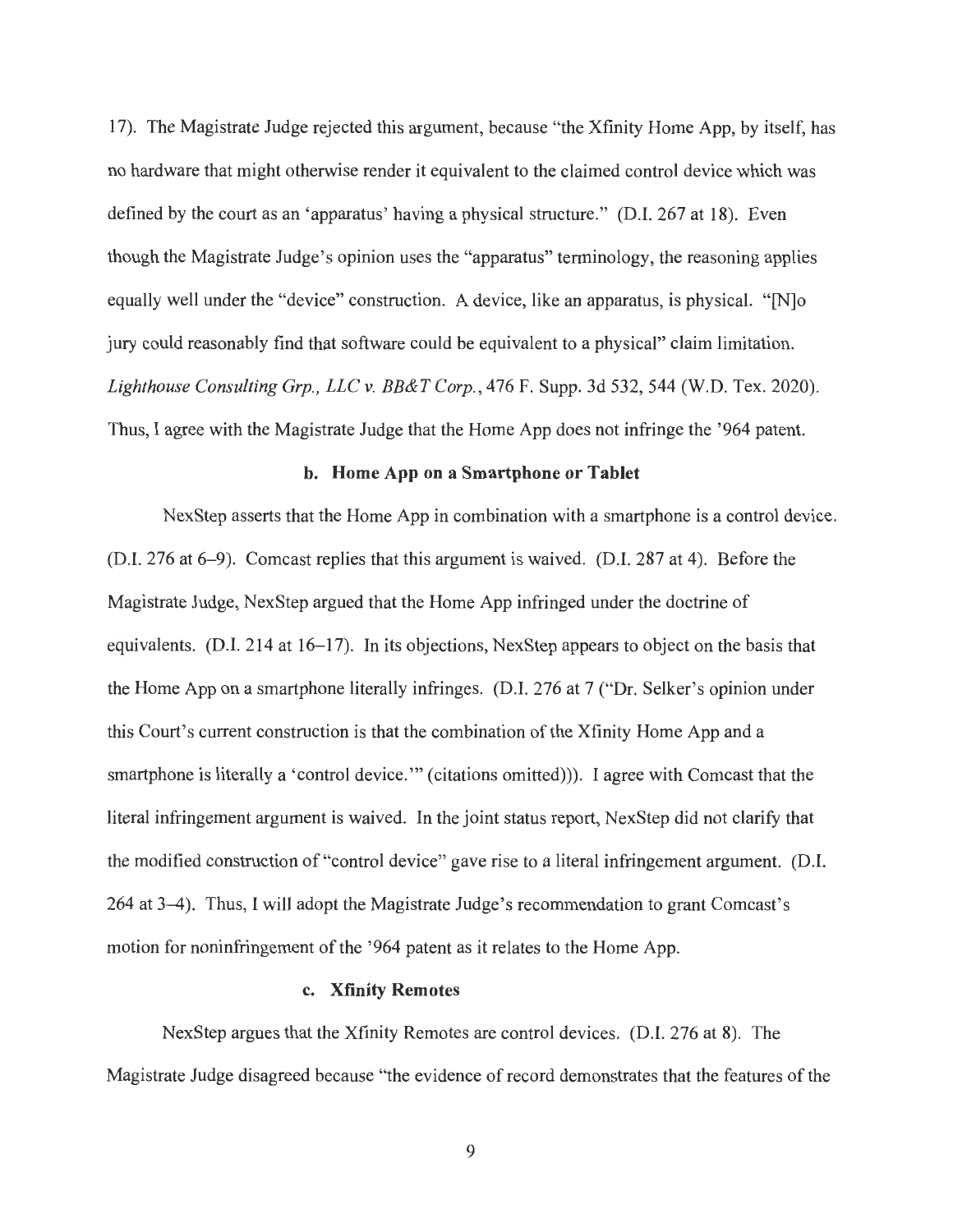17). The Magistrate Judge rejected this argument, because "the Xfinity Home App, by itself, has no hardware that might otherwise render it equivalent to the claimed control device which was defined by the court as an 'apparatus' having a physical structure." (D.I. 267 at 18). Even though the Magistrate Judge's opinion uses the "apparatus" terminology, the reasoning applies equally well under the "device" construction. A device, like an apparatus, is physical. "[N]o jury could reasonably find that software could be equivalent to a physical" claim limitation. *Lighthouse Consulting Grp., LLC v. BB&T Corp.*, 476 F. Supp. 3d 532, 544 (W.D. Tex. 2020). Thus, I agree with the Magistrate Judge that the Home App does not infringe the '964 patent.

#### b. Home App on a Smartphone or Tablet

NexStep asserts that the Home App in combination with a smartphone is a control device. (D.I. 276 at 6–9). Comcast replies that this argument is waived. (D.I. 287 at 4). Before the Magistrate Judge, NexStep argued that the Home App infringed under the doctrine of equivalents. (D.I. 214 at 16–17). In its objections, NexStep appears to object on the basis that the Home App on a smartphone literally infringes. (D.I. 276 at 7 ("Dr. Selker's opinion under this Court's current construction is that the combination of the Xfinity Home App and a smartphone is literally a 'control device.'" (citations omitted))). I agree with Comcast that the literal infringement argument is waived. In the joint status report, NexStep did not clarify that the modified construction of "control device" gave rise to a literal infringement argument. (D.I. 264 at 3–4). Thus, I will adopt the Magistrate Judge's recommendation to grant Comcast's motion for noninfringement of the '964 patent as it relates to the Home App.

#### c. Xfinity Remotes

NexStep argues that the Xfinity Remotes are control devices. (D.I. 276 at 8). The Magistrate Judge disagreed because "the evidence of record demonstrates that the features of the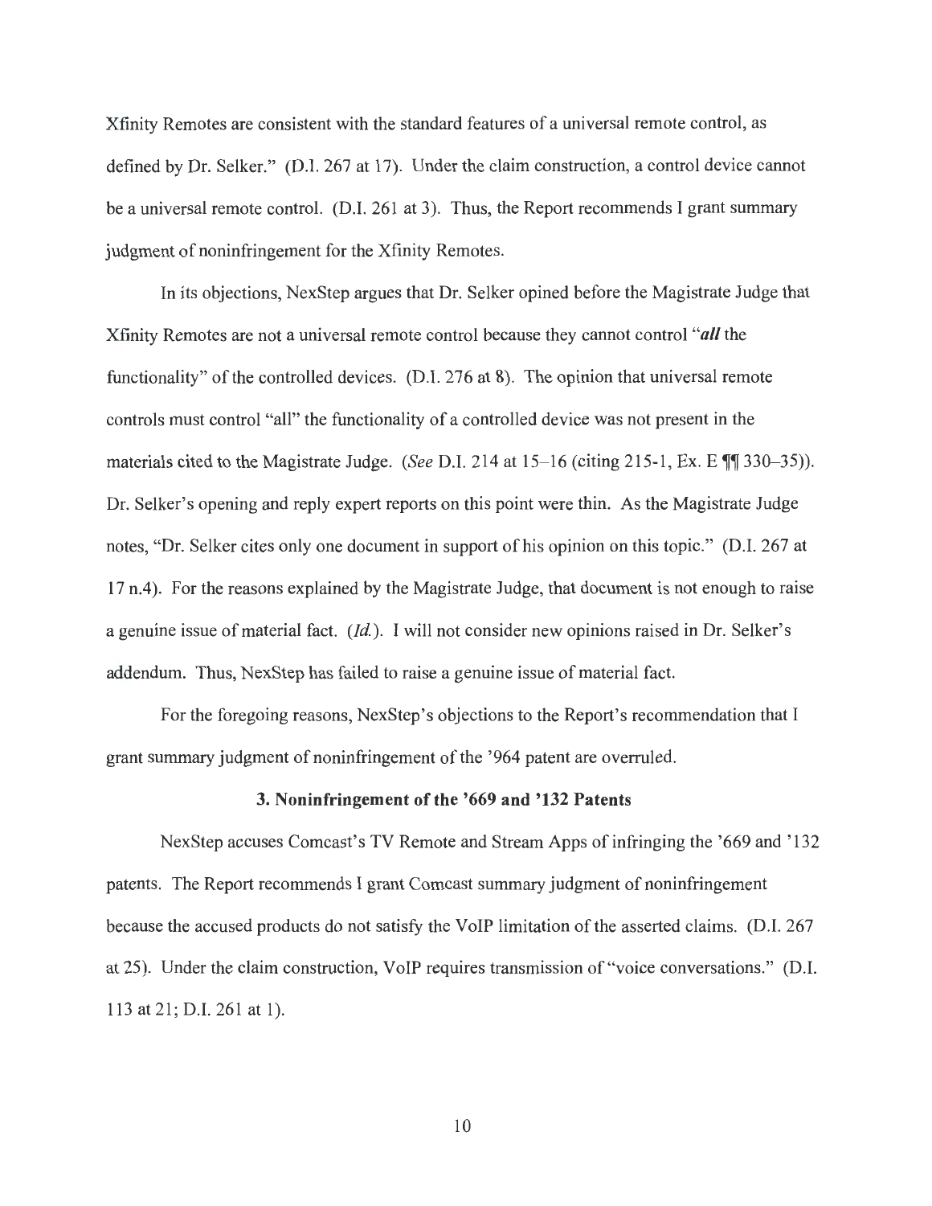Xfinity Remotes are consistent with the standard features of a universal remote control, as defined by Dr. Selker." (D.I. 267 at 17). Under the claim construction, a control device cannot be a universal remote control. (D.I. 261 at 3). Thus, the Report recommends I grant summary judgment of noninfringement for the Xfinity Remotes.

In its objections, NexStep argues that Dr. Selker opined before the Magistrate Judge that Xfinity Remotes are not a universal remote control because they cannot control "***all*** the functionality" of the controlled devices. (D.I. 276 at 8). The opinion that universal remote controls must control "all" the functionality of a controlled device was not present in the materials cited to the Magistrate Judge. (*See* D.I. 214 at 15–16 (citing 215-1, Ex. E ¶¶ 330–35)). Dr. Selker's opening and reply expert reports on this point were thin. As the Magistrate Judge notes, "Dr. Selker cites only one document in support of his opinion on this topic." (D.I. 267 at 17 n.4). For the reasons explained by the Magistrate Judge, that document is not enough to raise a genuine issue of material fact. (*Id.*). I will not consider new opinions raised in Dr. Selker's addendum. Thus, NexStep has failed to raise a genuine issue of material fact.

For the foregoing reasons, NexStep's objections to the Report's recommendation that I grant summary judgment of noninfringement of the '964 patent are overruled.

### 3. Noninfringement of the '669 and '132 Patents

NexStep accuses Comcast's TV Remote and Stream Apps of infringing the '669 and '132 patents. The Report recommends I grant Comcast summary judgment of noninfringement because the accused products do not satisfy the VoIP limitation of the asserted claims. (D.I. 267 at 25). Under the claim construction, VoIP requires transmission of "voice conversations." (D.I. 113 at 21; D.I. 261 at 1).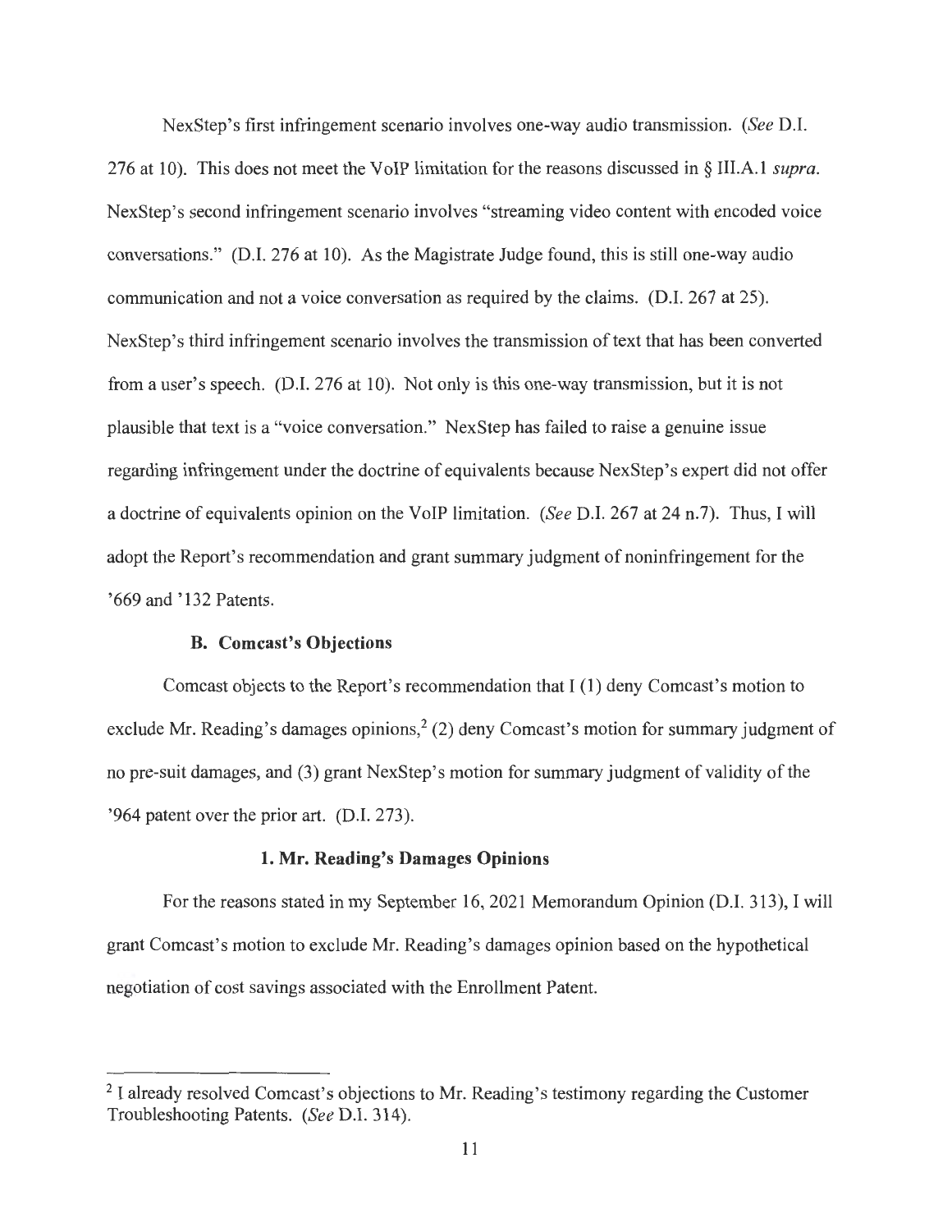NexStep's first infringement scenario involves one-way audio transmission. (*See* D.I. 276 at 10). This does not meet the VoIP limitation for the reasons discussed in § III.A.1 *supra*. NexStep's second infringement scenario involves "streaming video content with encoded voice conversations." (D.I. 276 at 10). As the Magistrate Judge found, this is still one-way audio communication and not a voice conversation as required by the claims. (D.I. 267 at 25). NexStep's third infringement scenario involves the transmission of text that has been converted from a user's speech. (D.I. 276 at 10). Not only is this one-way transmission, but it is not plausible that text is a "voice conversation." NexStep has failed to raise a genuine issue regarding infringement under the doctrine of equivalents because NexStep's expert did not offer a doctrine of equivalents opinion on the VoIP limitation. (*See* D.I. 267 at 24 n.7). Thus, I will adopt the Report's recommendation and grant summary judgment of noninfringement for the '669 and '132 Patents.

### B. Comcast's Objections

Comcast objects to the Report's recommendation that I (1) deny Comcast's motion to exclude Mr. Reading's damages opinions,[2] (2) deny Comcast's motion for summary judgment of no pre-suit damages, and (3) grant NexStep's motion for summary judgment of validity of the '964 patent over the prior art. (D.I. 273).

#### 1. Mr. Reading's Damages Opinions

For the reasons stated in my September 16, 2021 Memorandum Opinion (D.I. 313), I will grant Comcast's motion to exclude Mr. Reading's damages opinion based on the hypothetical negotiation of cost savings associated with the Enrollment Patent.

---

[2] I already resolved Comcast's objections to Mr. Reading's testimony regarding the Customer Troubleshooting Patents. (*See* D.I. 314).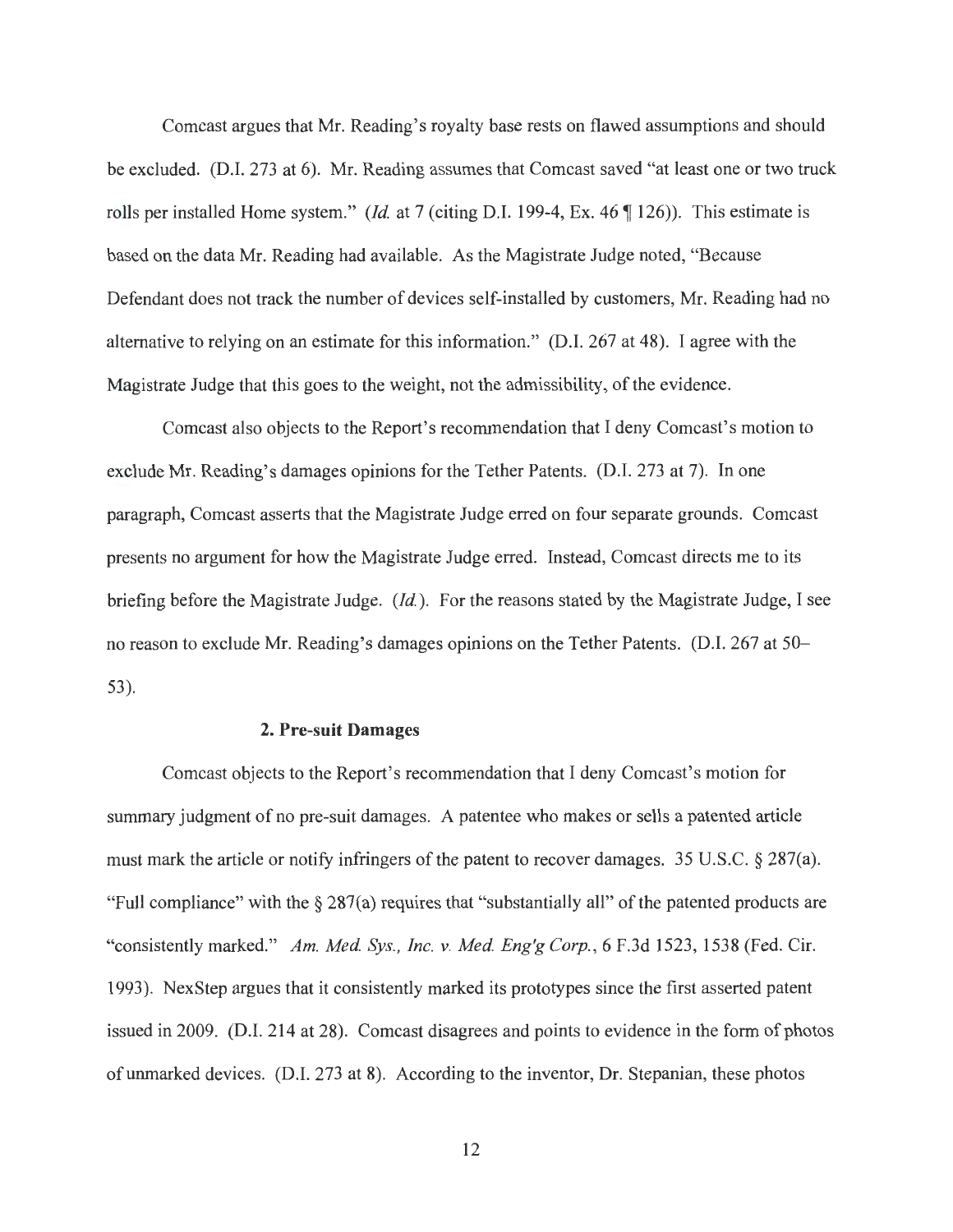Comcast argues that Mr. Reading's royalty base rests on flawed assumptions and should be excluded. (D.I. 273 at 6). Mr. Reading assumes that Comcast saved "at least one or two truck rolls per installed Home system." (*Id.* at 7 (citing D.I. 199-4, Ex. 46 ¶ 126)). This estimate is based on the data Mr. Reading had available. As the Magistrate Judge noted, "Because Defendant does not track the number of devices self-installed by customers, Mr. Reading had no alternative to relying on an estimate for this information." (D.I. 267 at 48). I agree with the Magistrate Judge that this goes to the weight, not the admissibility, of the evidence.

Comcast also objects to the Report's recommendation that I deny Comcast's motion to exclude Mr. Reading's damages opinions for the Tether Patents. (D.I. 273 at 7). In one paragraph, Comcast asserts that the Magistrate Judge erred on four separate grounds. Comcast presents no argument for how the Magistrate Judge erred. Instead, Comcast directs me to its briefing before the Magistrate Judge. (*Id.*). For the reasons stated by the Magistrate Judge, I see no reason to exclude Mr. Reading's damages opinions on the Tether Patents. (D.I. 267 at 50–53).

### 2. Pre-suit Damages

Comcast objects to the Report's recommendation that I deny Comcast's motion for summary judgment of no pre-suit damages. A patentee who makes or sells a patented article must mark the article or notify infringers of the patent to recover damages. 35 U.S.C. § 287(a). "Full compliance" with the § 287(a) requires that "substantially all" of the patented products are "consistently marked." *Am. Med. Sys., Inc. v. Med. Eng'g Corp.*, 6 F.3d 1523, 1538 (Fed. Cir. 1993). NexStep argues that it consistently marked its prototypes since the first asserted patent issued in 2009. (D.I. 214 at 28). Comcast disagrees and points to evidence in the form of photos of unmarked devices. (D.I. 273 at 8). According to the inventor, Dr. Stepanian, these photos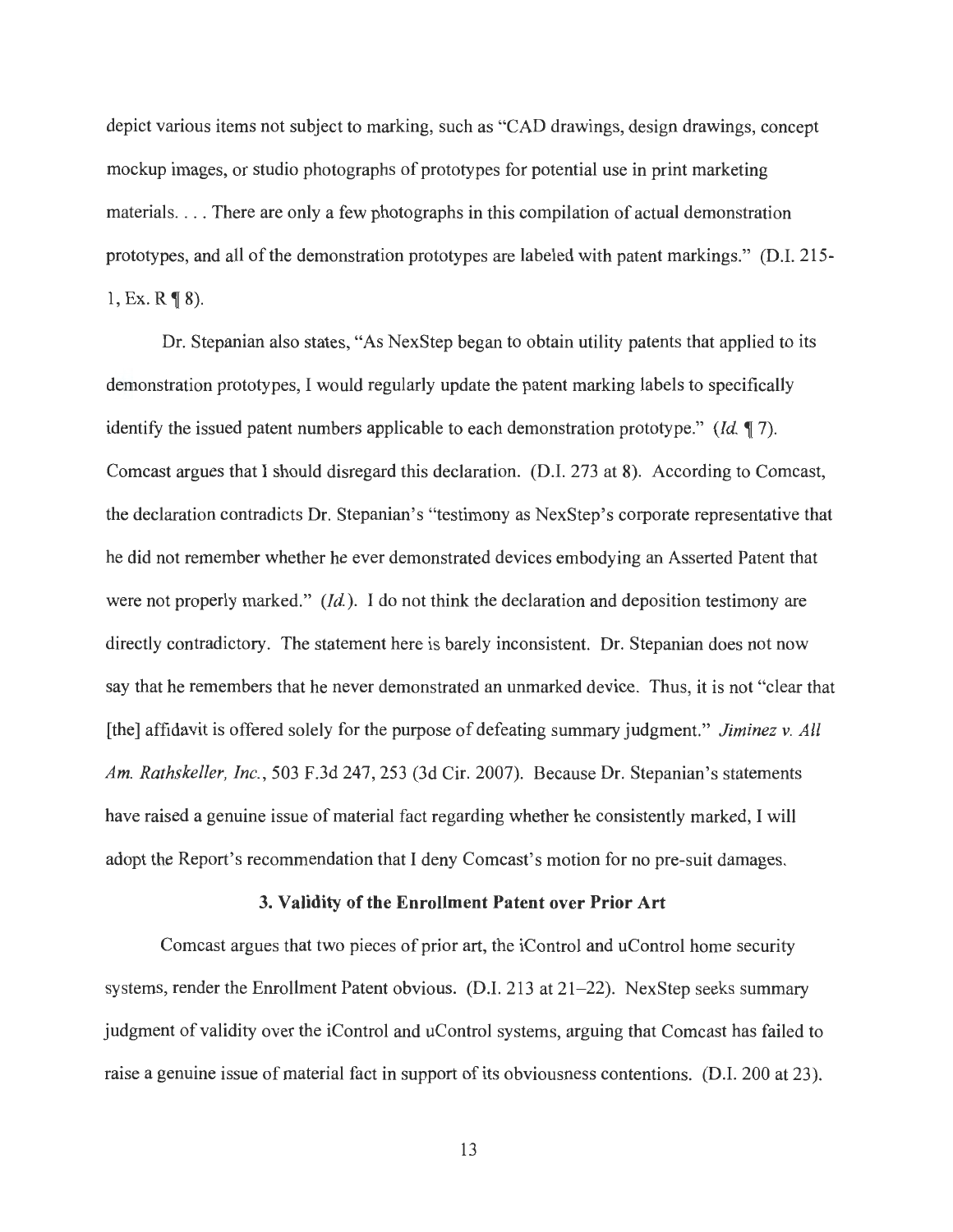depict various items not subject to marking, such as "CAD drawings, design drawings, concept mockup images, or studio photographs of prototypes for potential use in print marketing materials. . . . There are only a few photographs in this compilation of actual demonstration prototypes, and all of the demonstration prototypes are labeled with patent markings." (D.I. 215-1, Ex. R ¶ 8).

Dr. Stepanian also states, "As NexStep began to obtain utility patents that applied to its demonstration prototypes, I would regularly update the patent marking labels to specifically identify the issued patent numbers applicable to each demonstration prototype." (*Id.* ¶ 7). Comcast argues that I should disregard this declaration. (D.I. 273 at 8). According to Comcast, the declaration contradicts Dr. Stepanian's "testimony as NexStep's corporate representative that he did not remember whether he ever demonstrated devices embodying an Asserted Patent that were not properly marked." (*Id.*). I do not think the declaration and deposition testimony are directly contradictory. The statement here is barely inconsistent. Dr. Stepanian does not now say that he remembers that he never demonstrated an unmarked device. Thus, it is not "clear that [the] affidavit is offered solely for the purpose of defeating summary judgment." *Jiminez v. All Am. Rathskeller, Inc.*, 503 F.3d 247, 253 (3d Cir. 2007). Because Dr. Stepanian's statements have raised a genuine issue of material fact regarding whether he consistently marked, I will adopt the Report's recommendation that I deny Comcast's motion for no pre-suit damages.

### 3. Validity of the Enrollment Patent over Prior Art

Comcast argues that two pieces of prior art, the iControl and uControl home security systems, render the Enrollment Patent obvious. (D.I. 213 at 21–22). NexStep seeks summary judgment of validity over the iControl and uControl systems, arguing that Comcast has failed to raise a genuine issue of material fact in support of its obviousness contentions. (D.I. 200 at 23).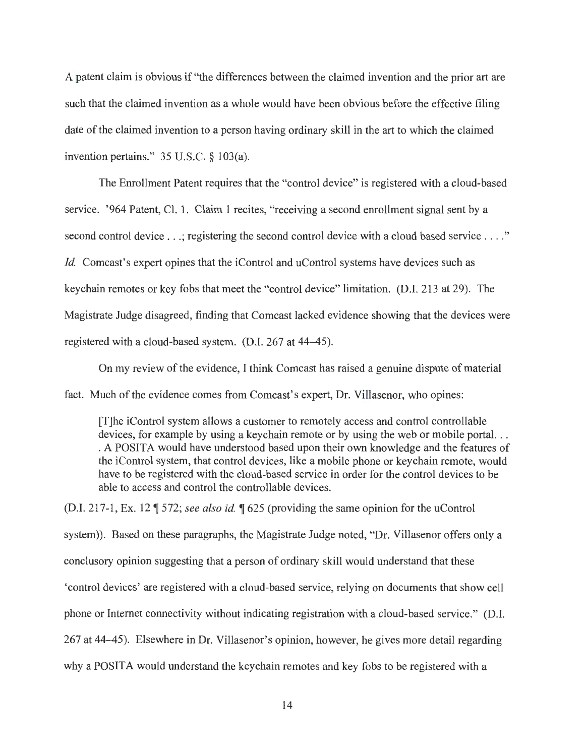A patent claim is obvious if "the differences between the claimed invention and the prior art are such that the claimed invention as a whole would have been obvious before the effective filing date of the claimed invention to a person having ordinary skill in the art to which the claimed invention pertains." 35 U.S.C. § 103(a).

The Enrollment Patent requires that the "control device" is registered with a cloud-based service. '964 Patent, Cl. 1. Claim 1 recites, "receiving a second enrollment signal sent by a second control device . . .; registering the second control device with a cloud based service . . . ." *Id.* Comcast's expert opines that the iControl and uControl systems have devices such as keychain remotes or key fobs that meet the "control device" limitation. (D.I. 213 at 29). The Magistrate Judge disagreed, finding that Comcast lacked evidence showing that the devices were registered with a cloud-based system. (D.I. 267 at 44–45).

On my review of the evidence, I think Comcast has raised a genuine dispute of material fact. Much of the evidence comes from Comcast's expert, Dr. Villasenor, who opines:

> [T]he iControl system allows a customer to remotely access and control controllable devices, for example by using a keychain remote or by using the web or mobile portal. . . . A POSITA would have understood based upon their own knowledge and the features of the iControl system, that control devices, like a mobile phone or keychain remote, would have to be registered with the cloud-based service in order for the control devices to be able to access and control the controllable devices.

(D.I. 217-1, Ex. 12 ¶ 572; *see also id.* ¶ 625 (providing the same opinion for the uControl system)). Based on these paragraphs, the Magistrate Judge noted, "Dr. Villasenor offers only a conclusory opinion suggesting that a person of ordinary skill would understand that these 'control devices' are registered with a cloud-based service, relying on documents that show cell phone or Internet connectivity without indicating registration with a cloud-based service." (D.I. 267 at 44–45). Elsewhere in Dr. Villasenor's opinion, however, he gives more detail regarding why a POSITA would understand the keychain remotes and key fobs to be registered with a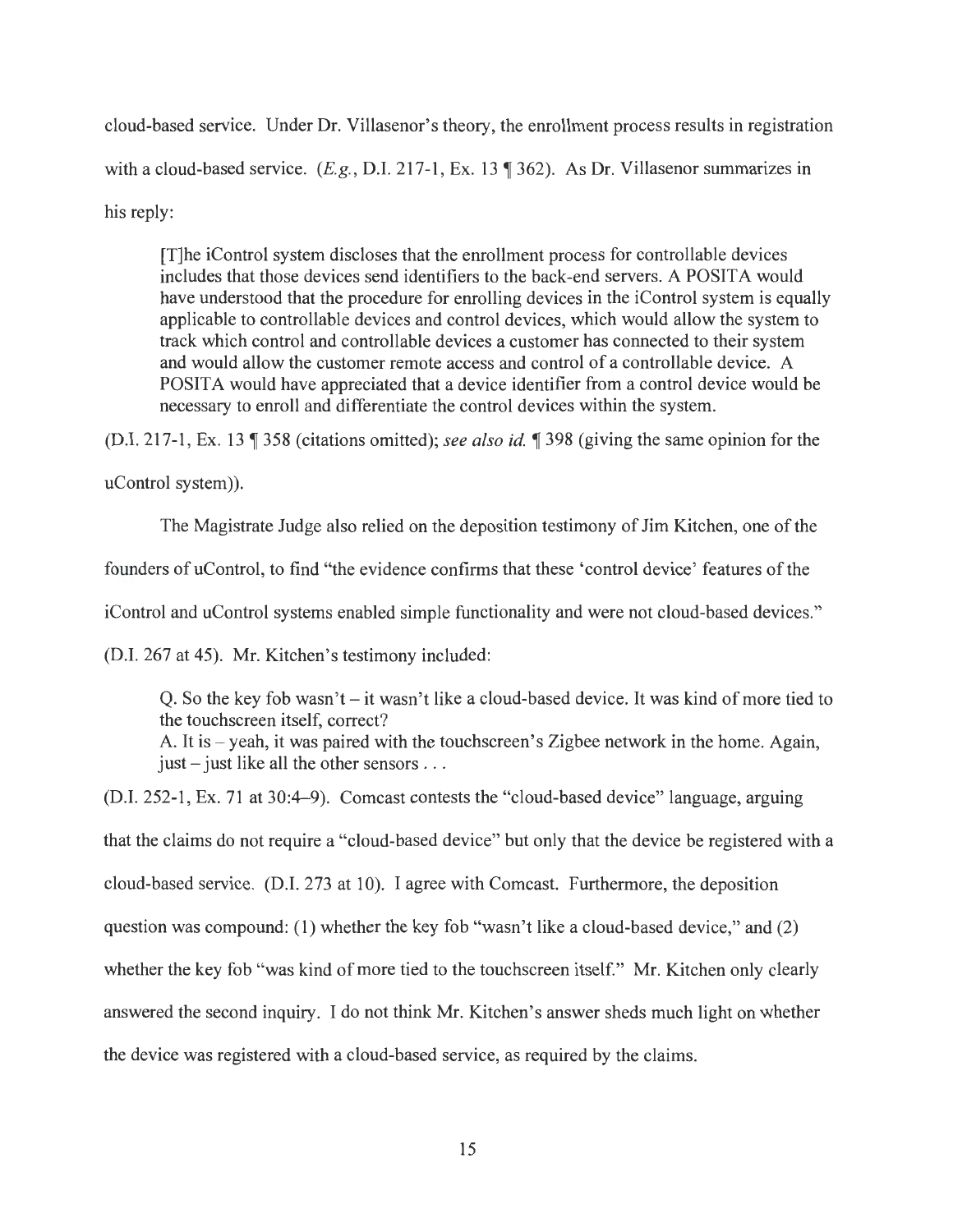cloud-based service. Under Dr. Villasenor's theory, the enrollment process results in registration with a cloud-based service. (*E.g.*, D.I. 217-1, Ex. 13 ¶ 362). As Dr. Villasenor summarizes in his reply:

> [T]he iControl system discloses that the enrollment process for controllable devices includes that those devices send identifiers to the back-end servers. A POSITA would have understood that the procedure for enrolling devices in the iControl system is equally applicable to controllable devices and control devices, which would allow the system to track which control and controllable devices a customer has connected to their system and would allow the customer remote access and control of a controllable device. A POSITA would have appreciated that a device identifier from a control device would be necessary to enroll and differentiate the control devices within the system.

(D.I. 217-1, Ex. 13 ¶ 358 (citations omitted); *see also id.* ¶ 398 (giving the same opinion for the uControl system)).

The Magistrate Judge also relied on the deposition testimony of Jim Kitchen, one of the founders of uControl, to find "the evidence confirms that these 'control device' features of the iControl and uControl systems enabled simple functionality and were not cloud-based devices." (D.I. 267 at 45). Mr. Kitchen's testimony included:

> Q. So the key fob wasn't – it wasn't like a cloud-based device. It was kind of more tied to the touchscreen itself, correct?
> A. It is – yeah, it was paired with the touchscreen's Zigbee network in the home. Again, just – just like all the other sensors . . .

(D.I. 252-1, Ex. 71 at 30:4–9). Comcast contests the "cloud-based device" language, arguing that the claims do not require a "cloud-based device" but only that the device be registered with a cloud-based service. (D.I. 273 at 10). I agree with Comcast. Furthermore, the deposition question was compound: (1) whether the key fob "wasn't like a cloud-based device," and (2) whether the key fob "was kind of more tied to the touchscreen itself." Mr. Kitchen only clearly answered the second inquiry. I do not think Mr. Kitchen's answer sheds much light on whether the device was registered with a cloud-based service, as required by the claims.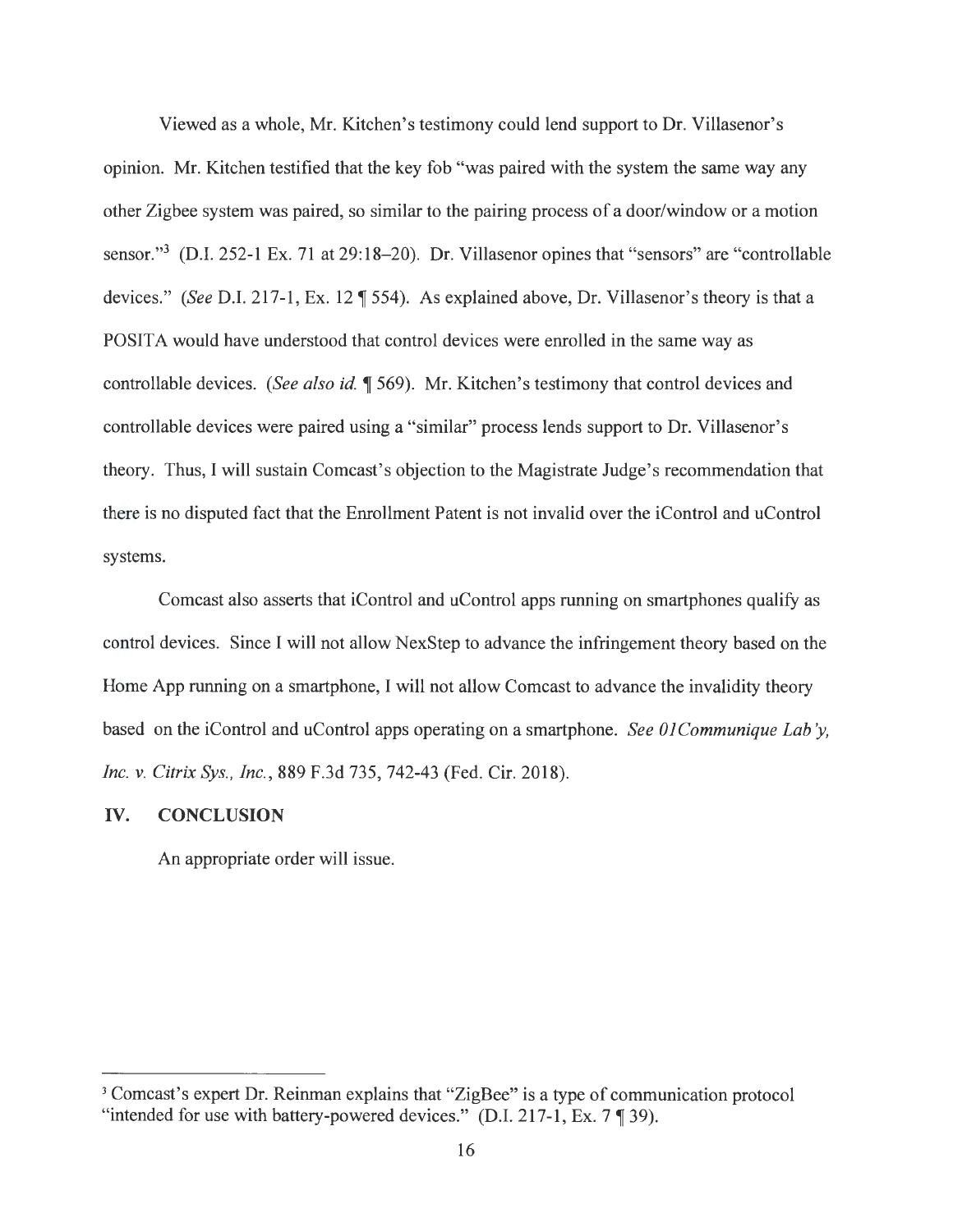Viewed as a whole, Mr. Kitchen's testimony could lend support to Dr. Villasenor's opinion. Mr. Kitchen testified that the key fob "was paired with the system the same way any other Zigbee system was paired, so similar to the pairing process of a door/window or a motion sensor."[3] (D.I. 252-1 Ex. 71 at 29:18–20). Dr. Villasenor opines that "sensors" are "controllable devices." (*See* D.I. 217-1, Ex. 12 ¶ 554). As explained above, Dr. Villasenor's theory is that a POSITA would have understood that control devices were enrolled in the same way as controllable devices. (*See also id.* ¶ 569). Mr. Kitchen's testimony that control devices and controllable devices were paired using a "similar" process lends support to Dr. Villasenor's theory. Thus, I will sustain Comcast's objection to the Magistrate Judge's recommendation that there is no disputed fact that the Enrollment Patent is not invalid over the iControl and uControl systems.

Comcast also asserts that iControl and uControl apps running on smartphones qualify as control devices. Since I will not allow NexStep to advance the infringement theory based on the Home App running on a smartphone, I will not allow Comcast to advance the invalidity theory based on the iControl and uControl apps operating on a smartphone. *See 01Communique Lab'y, Inc. v. Citrix Sys., Inc.*, 889 F.3d 735, 742-43 (Fed. Cir. 2018).

## IV. CONCLUSION

An appropriate order will issue.

---

[3] Comcast's expert Dr. Reinman explains that "ZigBee" is a type of communication protocol "intended for use with battery-powered devices." (D.I. 217-1, Ex. 7 ¶ 39).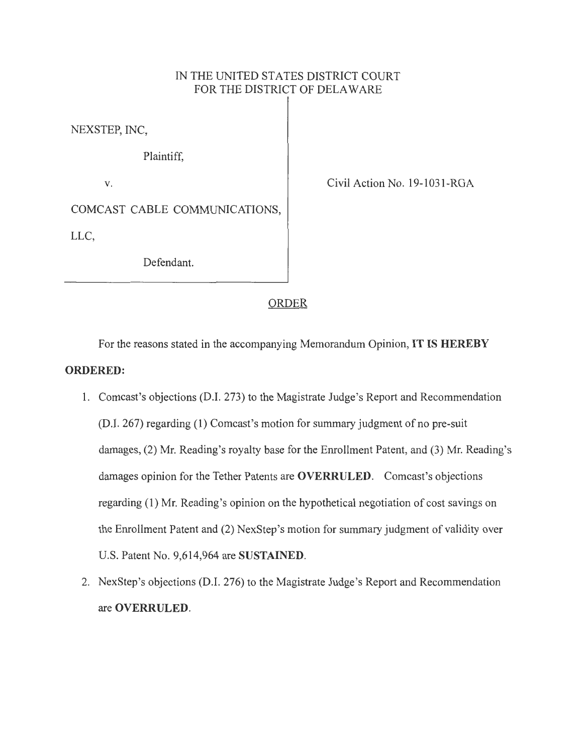IN THE UNITED STATES DISTRICT COURT
FOR THE DISTRICT OF DELAWARE

NEXSTEP, INC,

Plaintiff,

v.

COMCAST CABLE COMMUNICATIONS, LLC,

Defendant.

Civil Action No. 19-1031-RGA

## ORDER

For the reasons stated in the accompanying Memorandum Opinion, **IT IS HEREBY ORDERED:**

1. Comcast's objections (D.I. 273) to the Magistrate Judge's Report and Recommendation (D.I. 267) regarding (1) Comcast's motion for summary judgment of no pre-suit damages, (2) Mr. Reading's royalty base for the Enrollment Patent, and (3) Mr. Reading's damages opinion for the Tether Patents are **OVERRULED**. Comcast's objections regarding (1) Mr. Reading's opinion on the hypothetical negotiation of cost savings on the Enrollment Patent and (2) NexStep's motion for summary judgment of validity over U.S. Patent No. 9,614,964 are **SUSTAINED**.
2. NexStep's objections (D.I. 276) to the Magistrate Judge's Report and Recommendation are **OVERRULED**.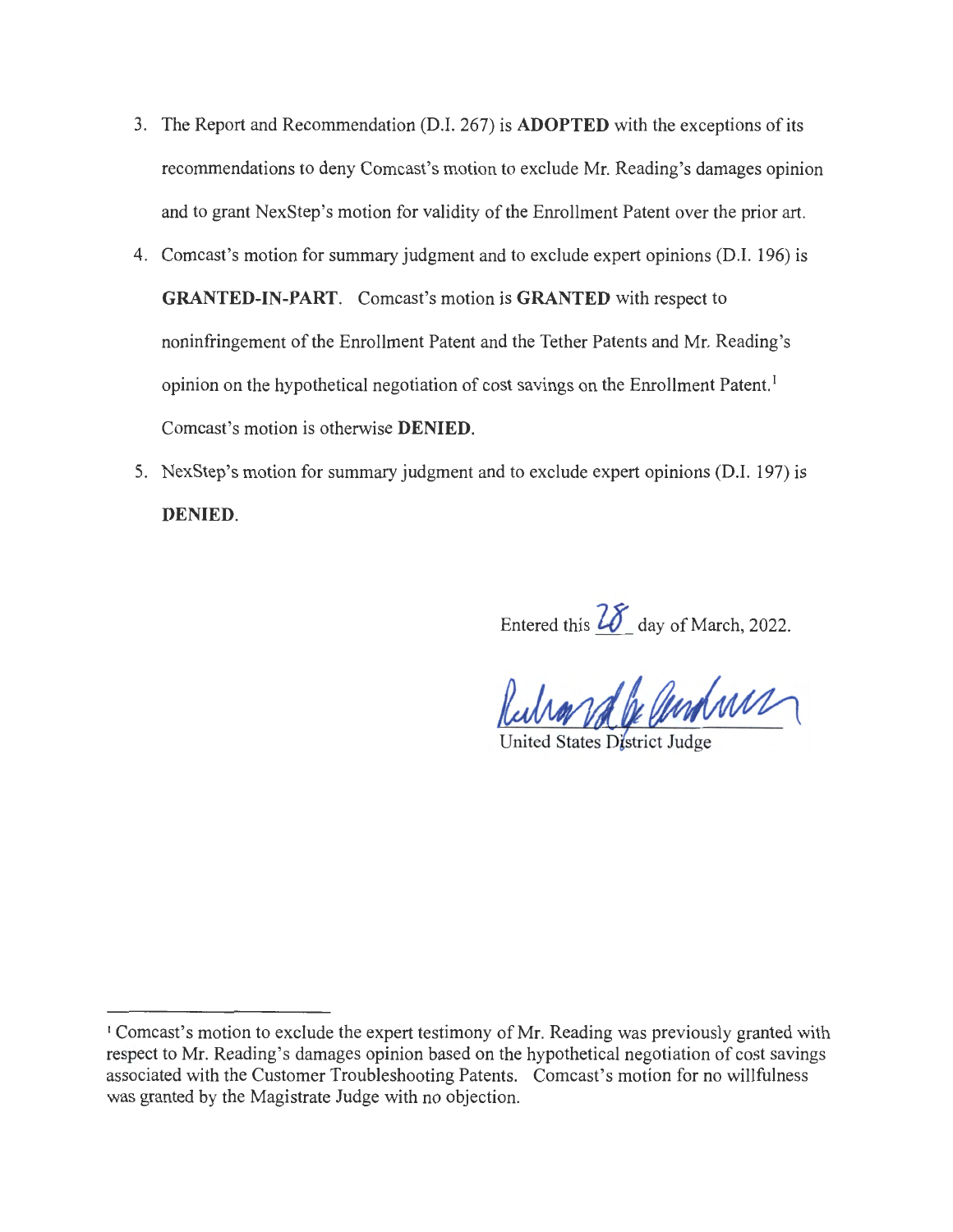3. The Report and Recommendation (D.I. 267) is **ADOPTED** with the exceptions of its recommendations to deny Comcast's motion to exclude Mr. Reading's damages opinion and to grant NexStep's motion for validity of the Enrollment Patent over the prior art.

4. Comcast's motion for summary judgment and to exclude expert opinions (D.I. 196) is **GRANTED-IN-PART**. Comcast's motion is **GRANTED** with respect to noninfringement of the Enrollment Patent and the Tether Patents and Mr. Reading's opinion on the hypothetical negotiation of cost savings on the Enrollment Patent.[1] Comcast's motion is otherwise **DENIED**.

5. NexStep's motion for summary judgment and to exclude expert opinions (D.I. 197) is **DENIED**.

Entered this 28 day of March, 2022.

United States District Judge

---

[1] Comcast's motion to exclude the expert testimony of Mr. Reading was previously granted with respect to Mr. Reading's damages opinion based on the hypothetical negotiation of cost savings associated with the Customer Troubleshooting Patents. Comcast's motion for no willfulness was granted by the Magistrate Judge with no objection.